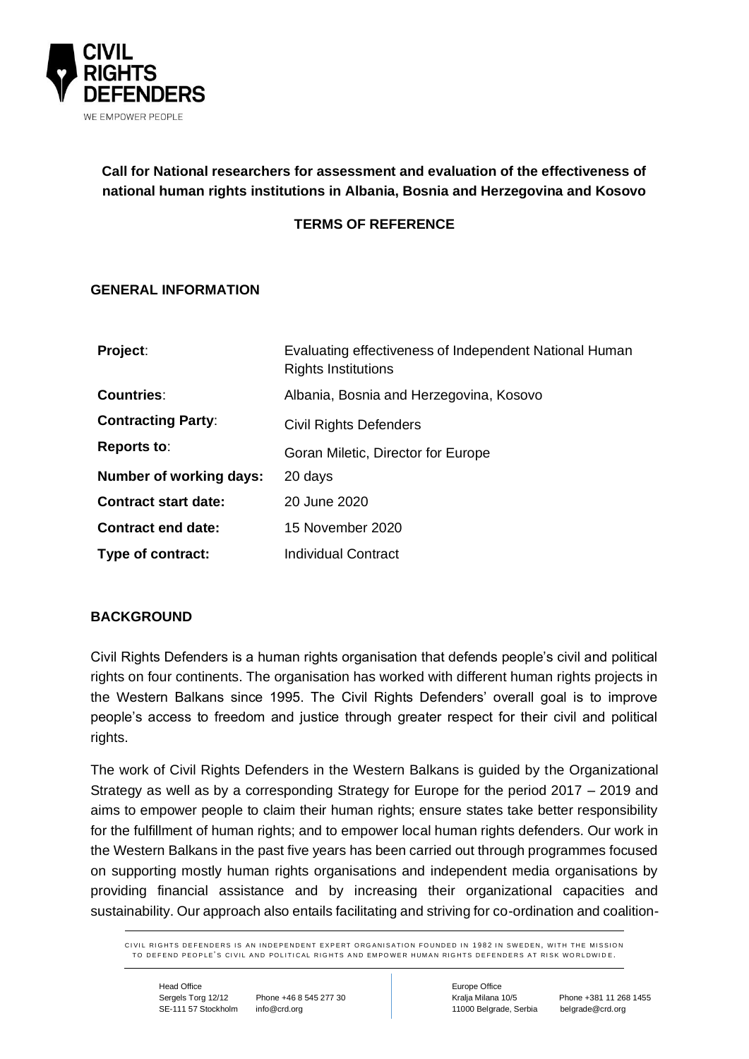**Call for National researchers for assessment and evaluation of the effectiveness of national human rights institutions in Albania, Bosnia and Herzegovina and Kosovo**

**TERMS OF REFERENCE**

## GENERAL INFORMATION

| | |
|---|---|
| **Project**: | Evaluating effectiveness of Independent National Human Rights Institutions |
| **Countries**: | Albania, Bosnia and Herzegovina, Kosovo |
| **Contracting Party**: | Civil Rights Defenders |
| **Reports to**: | Goran Miletic, Director for Europe |
| **Number of working days:** | 20 days |
| **Contract start date:** | 20 June 2020 |
| **Contract end date:** | 15 November 2020 |
| **Type of contract:** | Individual Contract |

## BACKGROUND

Civil Rights Defenders is a human rights organisation that defends people's civil and political rights on four continents. The organisation has worked with different human rights projects in the Western Balkans since 1995. The Civil Rights Defenders' overall goal is to improve people's access to freedom and justice through greater respect for their civil and political rights.

The work of Civil Rights Defenders in the Western Balkans is guided by the Organizational Strategy as well as by a corresponding Strategy for Europe for the period 2017 – 2019 and aims to empower people to claim their human rights; ensure states take better responsibility for the fulfillment of human rights; and to empower local human rights defenders. Our work in the Western Balkans in the past five years has been carried out through programmes focused on supporting mostly human rights organisations and independent media organisations by providing financial assistance and by increasing their organizational capacities and sustainability. Our approach also entails facilitating and striving for co-ordination and coalition-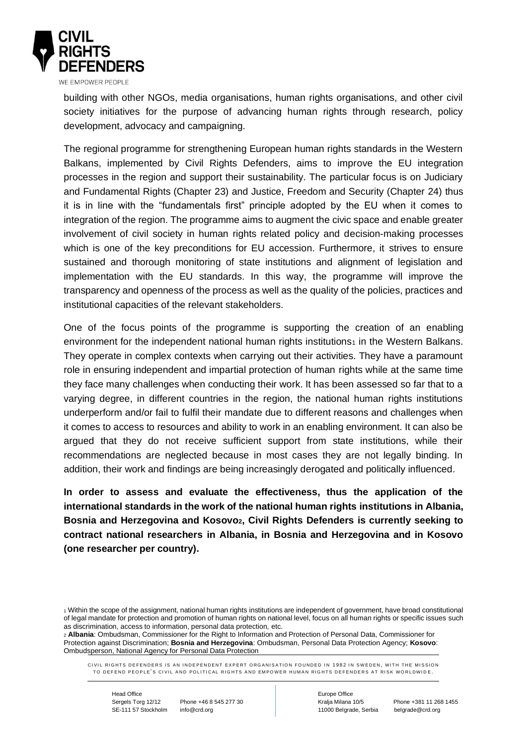building with other NGOs, media organisations, human rights organisations, and other civil society initiatives for the purpose of advancing human rights through research, policy development, advocacy and campaigning.

The regional programme for strengthening European human rights standards in the Western Balkans, implemented by Civil Rights Defenders, aims to improve the EU integration processes in the region and support their sustainability. The particular focus is on Judiciary and Fundamental Rights (Chapter 23) and Justice, Freedom and Security (Chapter 24) thus it is in line with the "fundamentals first" principle adopted by the EU when it comes to integration of the region. The programme aims to augment the civic space and enable greater involvement of civil society in human rights related policy and decision-making processes which is one of the key preconditions for EU accession. Furthermore, it strives to ensure sustained and thorough monitoring of state institutions and alignment of legislation and implementation with the EU standards. In this way, the programme will improve the transparency and openness of the process as well as the quality of the policies, practices and institutional capacities of the relevant stakeholders.

One of the focus points of the programme is supporting the creation of an enabling environment for the independent national human rights institutions[1] in the Western Balkans. They operate in complex contexts when carrying out their activities. They have a paramount role in ensuring independent and impartial protection of human rights while at the same time they face many challenges when conducting their work. It has been assessed so far that to a varying degree, in different countries in the region, the national human rights institutions underperform and/or fail to fulfil their mandate due to different reasons and challenges when it comes to access to resources and ability to work in an enabling environment. It can also be argued that they do not receive sufficient support from state institutions, while their recommendations are neglected because in most cases they are not legally binding. In addition, their work and findings are being increasingly derogated and politically influenced.

**In order to assess and evaluate the effectiveness, thus the application of the international standards in the work of the national human rights institutions in Albania, Bosnia and Herzegovina and Kosovo[2], Civil Rights Defenders is currently seeking to contract national researchers in Albania, in Bosnia and Herzegovina and in Kosovo (one researcher per country).**

[1] Within the scope of the assignment, national human rights institutions are independent of government, have broad constitutional of legal mandate for protection and promotion of human rights on national level, focus on all human rights or specific issues such as discrimination, access to information, personal data protection, etc.

[2] **Albania**: Ombudsman, Commissioner for the Right to Information and Protection of Personal Data, Commissioner for Protection against Discrimination; **Bosnia and Herzegovina**: Ombudsman, Personal Data Protection Agency; **Kosovo**: Ombudsperson, National Agency for Personal Data Protection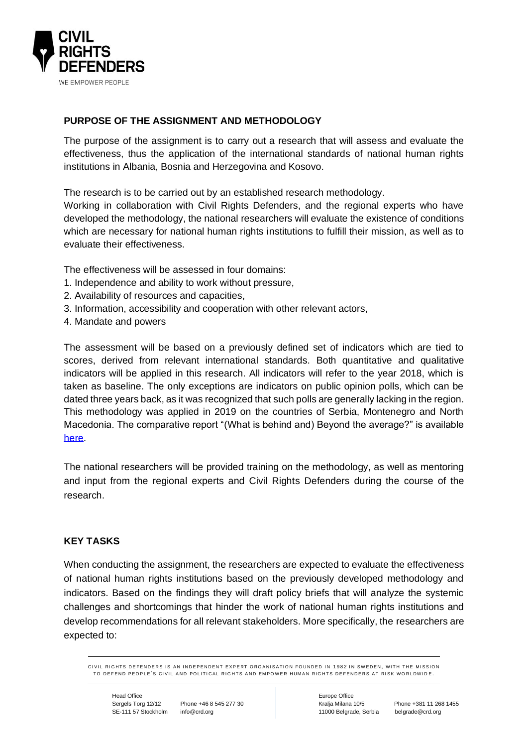## PURPOSE OF THE ASSIGNMENT AND METHODOLOGY

The purpose of the assignment is to carry out a research that will assess and evaluate the effectiveness, thus the application of the international standards of national human rights institutions in Albania, Bosnia and Herzegovina and Kosovo.

The research is to be carried out by an established research methodology.
Working in collaboration with Civil Rights Defenders, and the regional experts who have developed the methodology, the national researchers will evaluate the existence of conditions which are necessary for national human rights institutions to fulfill their mission, as well as to evaluate their effectiveness.

The effectiveness will be assessed in four domains:

1. Independence and ability to work without pressure,
2. Availability of resources and capacities,
3. Information, accessibility and cooperation with other relevant actors,
4. Mandate and powers

The assessment will be based on a previously defined set of indicators which are tied to scores, derived from relevant international standards. Both quantitative and qualitative indicators will be applied in this research. All indicators will refer to the year 2018, which is taken as baseline. The only exceptions are indicators on public opinion polls, which can be dated three years back, as it was recognized that such polls are generally lacking in the region. This methodology was applied in 2019 on the countries of Serbia, Montenegro and North Macedonia. The comparative report "(What is behind and) Beyond the average?" is available here.

The national researchers will be provided training on the methodology, as well as mentoring and input from the regional experts and Civil Rights Defenders during the course of the research.

## KEY TASKS

When conducting the assignment, the researchers are expected to evaluate the effectiveness of national human rights institutions based on the previously developed methodology and indicators. Based on the findings they will draft policy briefs that will analyze the systemic challenges and shortcomings that hinder the work of national human rights institutions and develop recommendations for all relevant stakeholders. More specifically, the researchers are expected to: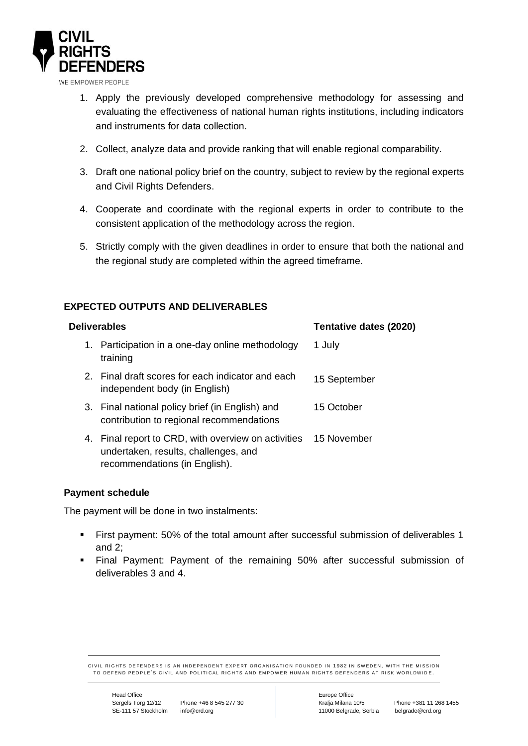1. Apply the previously developed comprehensive methodology for assessing and evaluating the effectiveness of national human rights institutions, including indicators and instruments for data collection.
2. Collect, analyze data and provide ranking that will enable regional comparability.
3. Draft one national policy brief on the country, subject to review by the regional experts and Civil Rights Defenders.
4. Cooperate and coordinate with the regional experts in order to contribute to the consistent application of the methodology across the region.
5. Strictly comply with the given deadlines in order to ensure that both the national and the regional study are completed within the agreed timeframe.

## EXPECTED OUTPUTS AND DELIVERABLES

| Deliverables | Tentative dates (2020) |
|---|---|
| 1. Participation in a one-day online methodology training | 1 July |
| 2. Final draft scores for each indicator and each independent body (in English) | 15 September |
| 3. Final national policy brief (in English) and contribution to regional recommendations | 15 October |
| 4. Final report to CRD, with overview on activities undertaken, results, challenges, and recommendations (in English). | 15 November |

### Payment schedule

The payment will be done in two instalments:

- First payment: 50% of the total amount after successful submission of deliverables 1 and 2;
- Final Payment: Payment of the remaining 50% after successful submission of deliverables 3 and 4.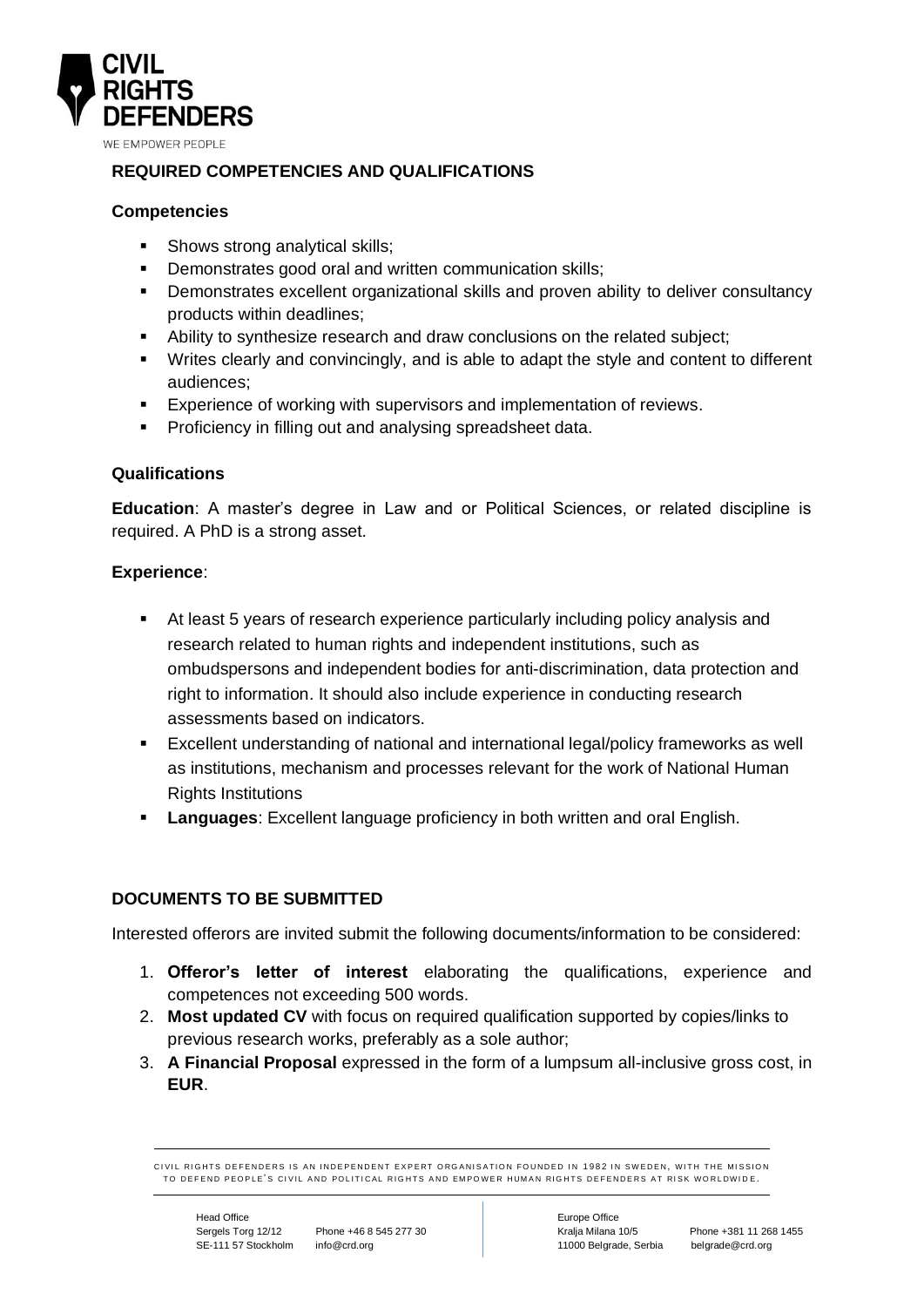## REQUIRED COMPETENCIES AND QUALIFICATIONS

### Competencies

- Shows strong analytical skills;
- Demonstrates good oral and written communication skills;
- Demonstrates excellent organizational skills and proven ability to deliver consultancy products within deadlines;
- Ability to synthesize research and draw conclusions on the related subject;
- Writes clearly and convincingly, and is able to adapt the style and content to different audiences;
- Experience of working with supervisors and implementation of reviews.
- Proficiency in filling out and analysing spreadsheet data.

### Qualifications

**Education**: A master's degree in Law and or Political Sciences, or related discipline is required. A PhD is a strong asset.

**Experience**:

- At least 5 years of research experience particularly including policy analysis and research related to human rights and independent institutions, such as ombudspersons and independent bodies for anti-discrimination, data protection and right to information. It should also include experience in conducting research assessments based on indicators.
- Excellent understanding of national and international legal/policy frameworks as well as institutions, mechanism and processes relevant for the work of National Human Rights Institutions
- **Languages**: Excellent language proficiency in both written and oral English.

## DOCUMENTS TO BE SUBMITTED

Interested offerors are invited submit the following documents/information to be considered:

1. **Offeror's letter of interest** elaborating the qualifications, experience and competences not exceeding 500 words.
2. **Most updated CV** with focus on required qualification supported by copies/links to previous research works, preferably as a sole author;
3. **A Financial Proposal** expressed in the form of a lumpsum all-inclusive gross cost, in **EUR**.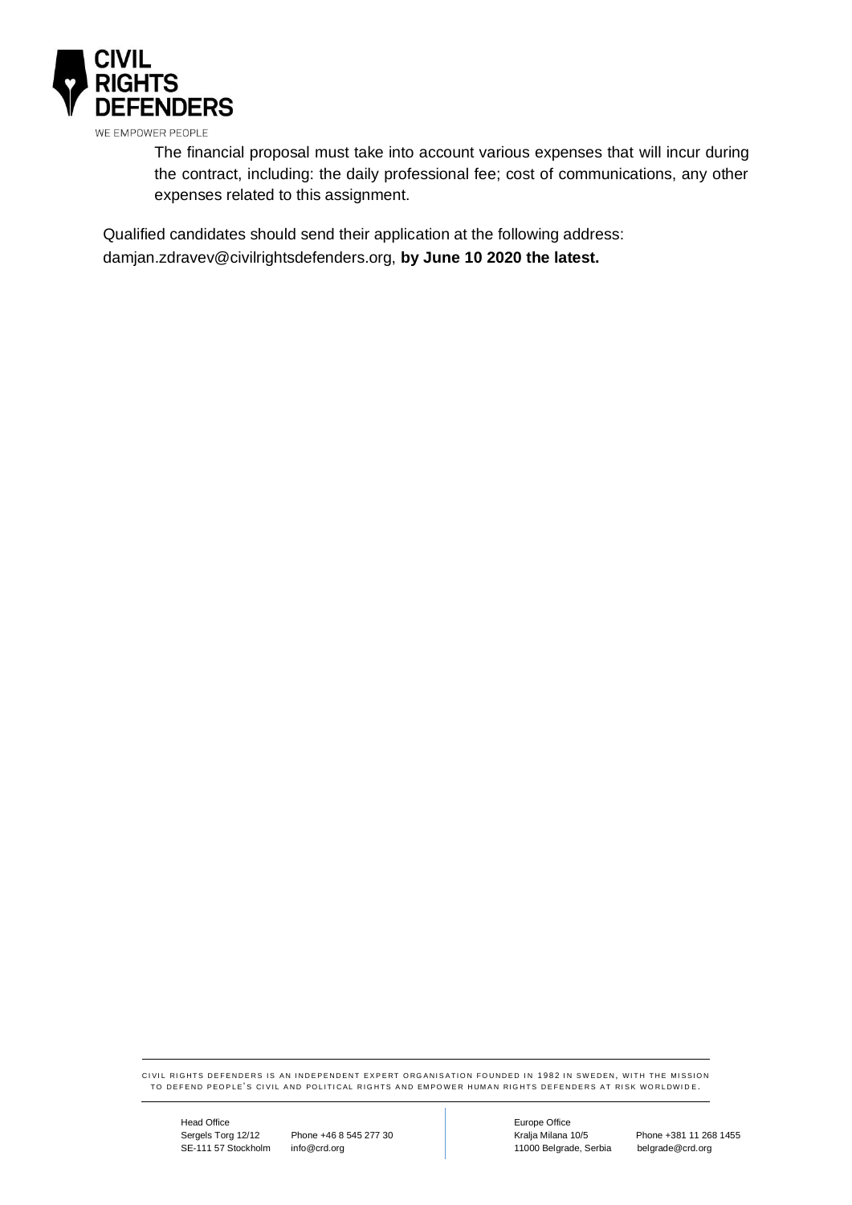The financial proposal must take into account various expenses that will incur during the contract, including: the daily professional fee; cost of communications, any other expenses related to this assignment.

Qualified candidates should send their application at the following address: damjan.zdravev@civilrightsdefenders.org, **by June 10 2020 the latest.**